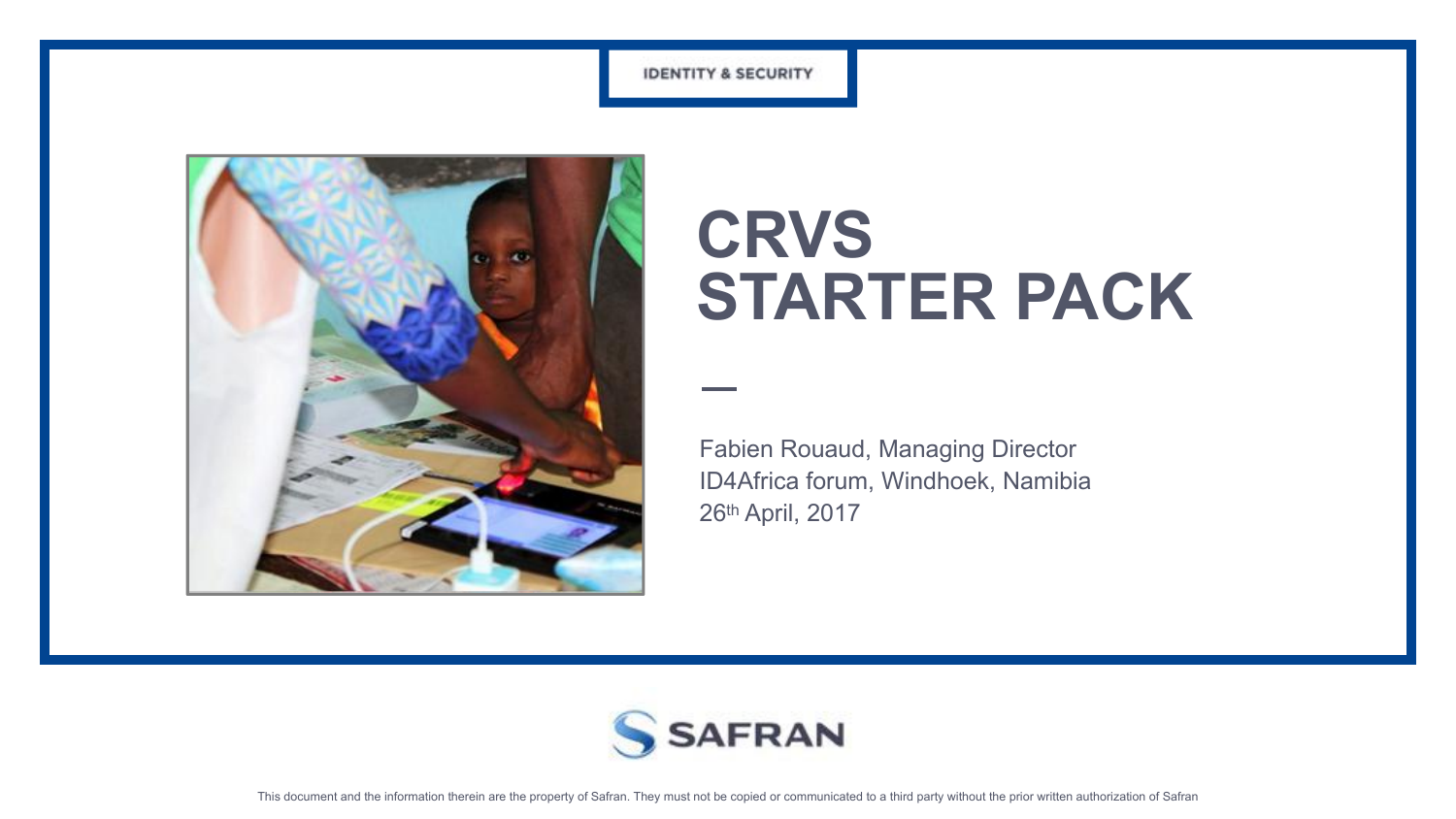IDENTITY & SECURITY

# CRVS STARTER PACK

Fabien Rouaud, Managing Director
ID4Africa forum, Windhoek, Namibia
26th April, 2017

SAFRAN

This document and the information therein are the property of Safran. They must not be copied or communicated to a third party without the prior written authorization of Safran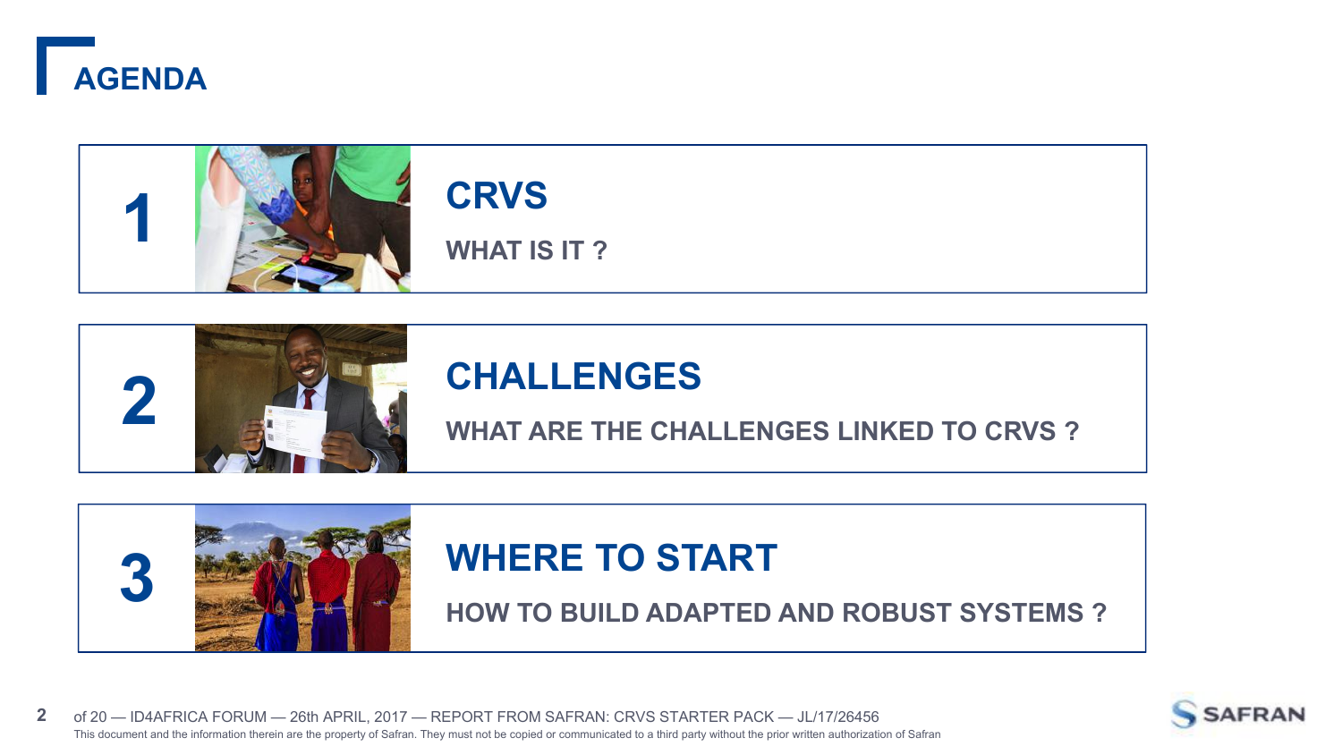# AGENDA

## 1 CRVS

WHAT IS IT ?

## 2 CHALLENGES

WHAT ARE THE CHALLENGES LINKED TO CRVS ?

## 3 WHERE TO START

HOW TO BUILD ADAPTED AND ROBUST SYSTEMS ?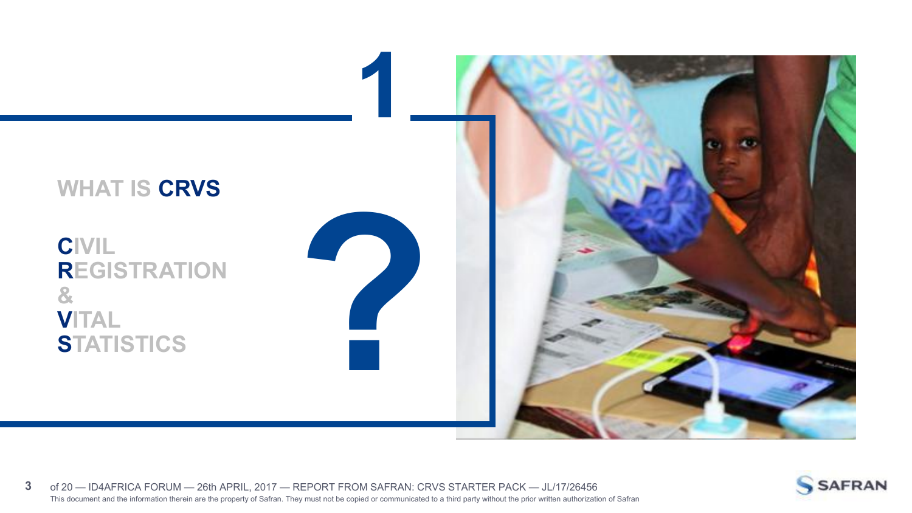# 1

## WHAT IS **CRVS**

**C**IVIL
**R**EGISTRATION
&
**V**ITAL
**S**TATISTICS

?

This document and the information therein are the property of Safran. They must not be copied or communicated to a third party without the prior written authorization of Safran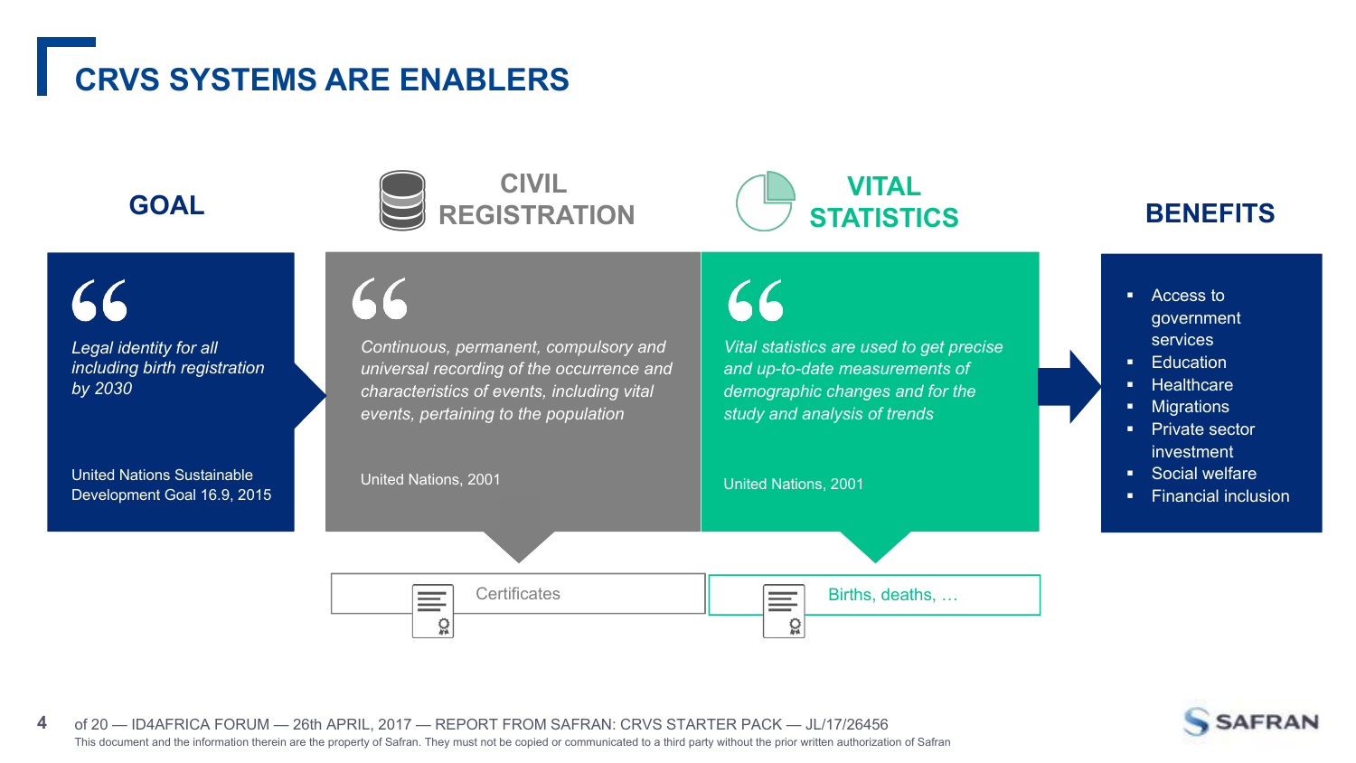# CRVS SYSTEMS ARE ENABLERS

## GOAL

*Legal identity for all including birth registration by 2030*

United Nations Sustainable Development Goal 16.9, 2015

## CIVIL REGISTRATION

*Continuous, permanent, compulsory and universal recording of the occurrence and characteristics of events, including vital events, pertaining to the population*

United Nations, 2001

Certificates

## VITAL STATISTICS

*Vital statistics are used to get precise and up-to-date measurements of demographic changes and for the study and analysis of trends*

United Nations, 2001

Births, deaths, …

## BENEFITS

- Access to government services
- Education
- Healthcare
- Migrations
- Private sector investment
- Social welfare
- Financial inclusion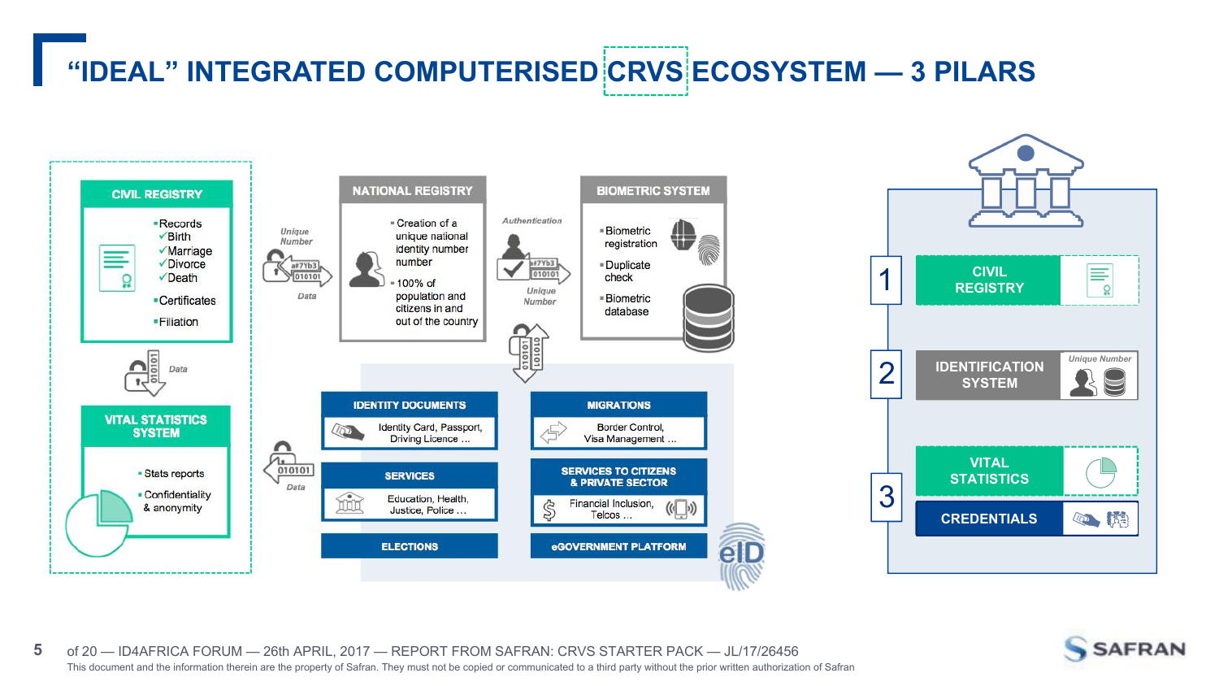# "IDEAL" INTEGRATED COMPUTERISED CRVS ECOSYSTEM — 3 PILARS

## CIVIL REGISTRY

- Records
  - ✓Birth
  - ✓Marriage
  - ✓Divorce
  - ✓Death
- Certificates
- Filiation

*Unique Number*

*Data*

## VITAL STATISTICS SYSTEM

- Stats reports
- Confidentiality & anonymity

*Data*

## NATIONAL REGISTRY

- Creation of a unique national identity number number
- 100% of population and citizens in and out of the country

*Authentication*

*Unique Number*

## BIOMETRIC SYSTEM

- Biometric registration
- Duplicate check
- Biometric database

**IDENTITY DOCUMENTS**
Identity Card, Passport, Driving Licence ...

**MIGRATIONS**
Border Control, Visa Management ...

**SERVICES**
Education, Health, Justice, Police ...

**SERVICES TO CITIZENS & PRIVATE SECTOR**
Financial Inclusion, Telcos ...

**ELECTIONS**

**eGOVERNMENT PLATFORM**

eID

1. CIVIL REGISTRY
2. IDENTIFICATION SYSTEM (*Unique Number*)
3. VITAL STATISTICS / CREDENTIALS

of 20 — ID4AFRICA FORUM — 26th APRIL, 2017 — REPORT FROM SAFRAN: CRVS STARTER PACK — JL/17/26456

This document and the information therein are the property of Safran. They must not be copied or communicated to a third party without the prior written authorization of Safran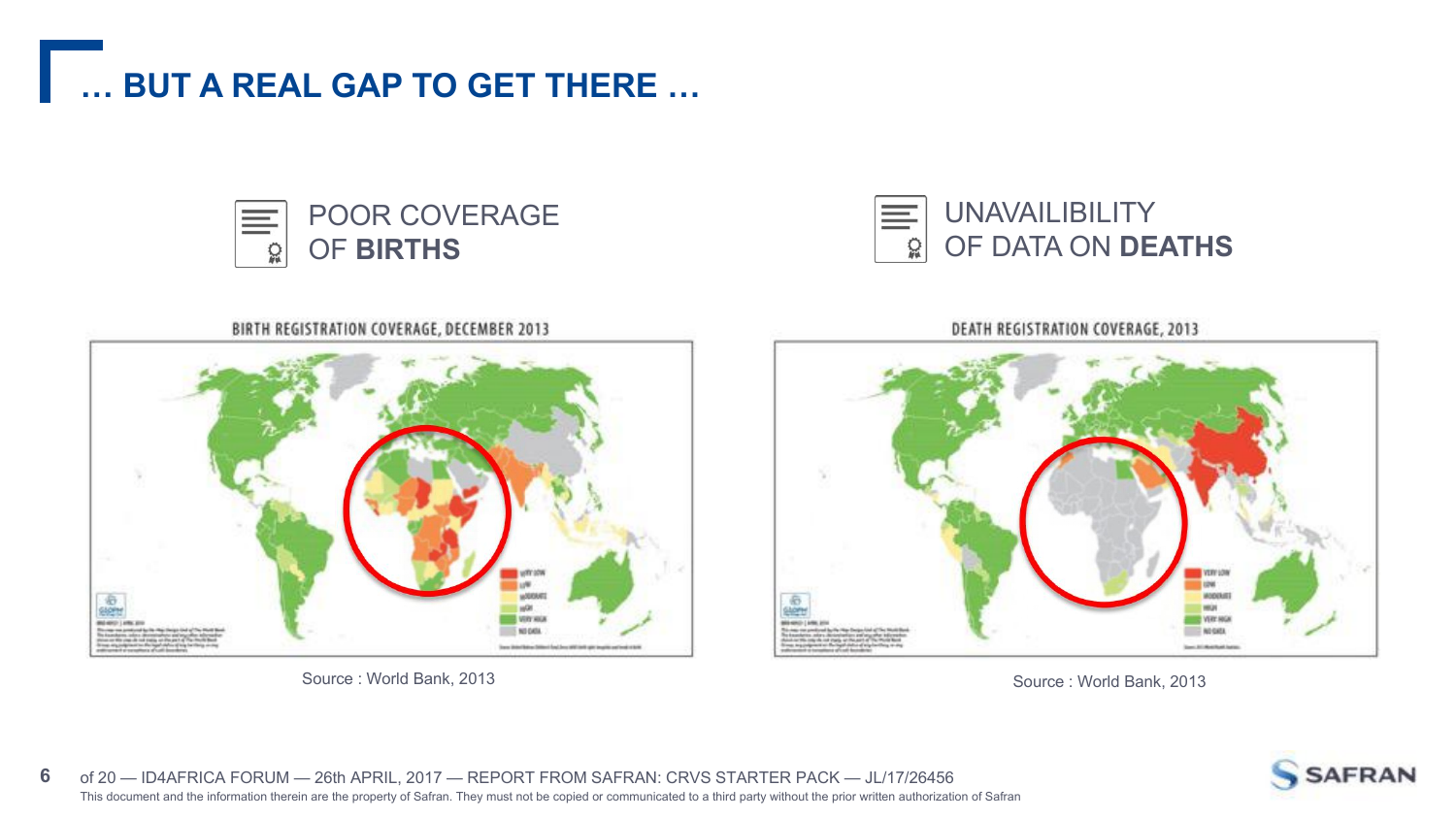# … BUT A REAL GAP TO GET THERE …

## POOR COVERAGE OF **BIRTHS**

BIRTH REGISTRATION COVERAGE, DECEMBER 2013

Source : World Bank, 2013

## UNAVAILIBILITY OF DATA ON **DEATHS**

DEATH REGISTRATION COVERAGE, 2013

Source : World Bank, 2013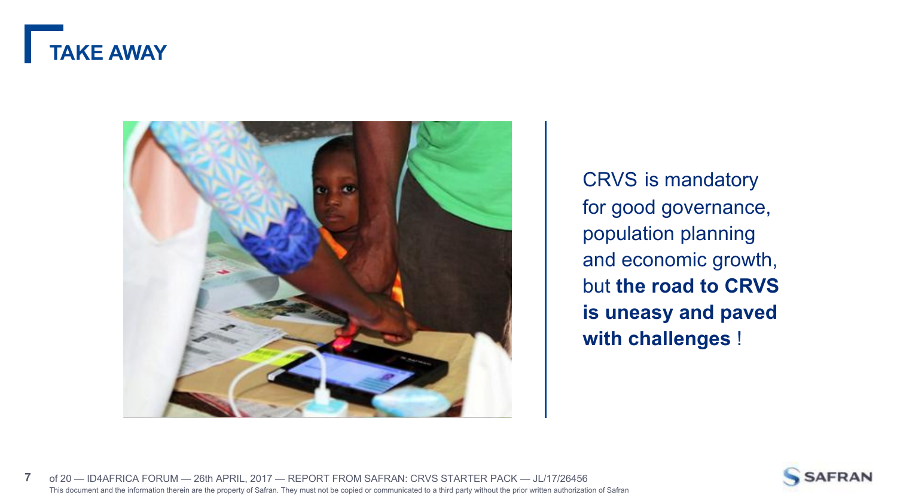# TAKE AWAY

CRVS is mandatory for good governance, population planning and economic growth, but **the road to CRVS is uneasy and paved with challenges** !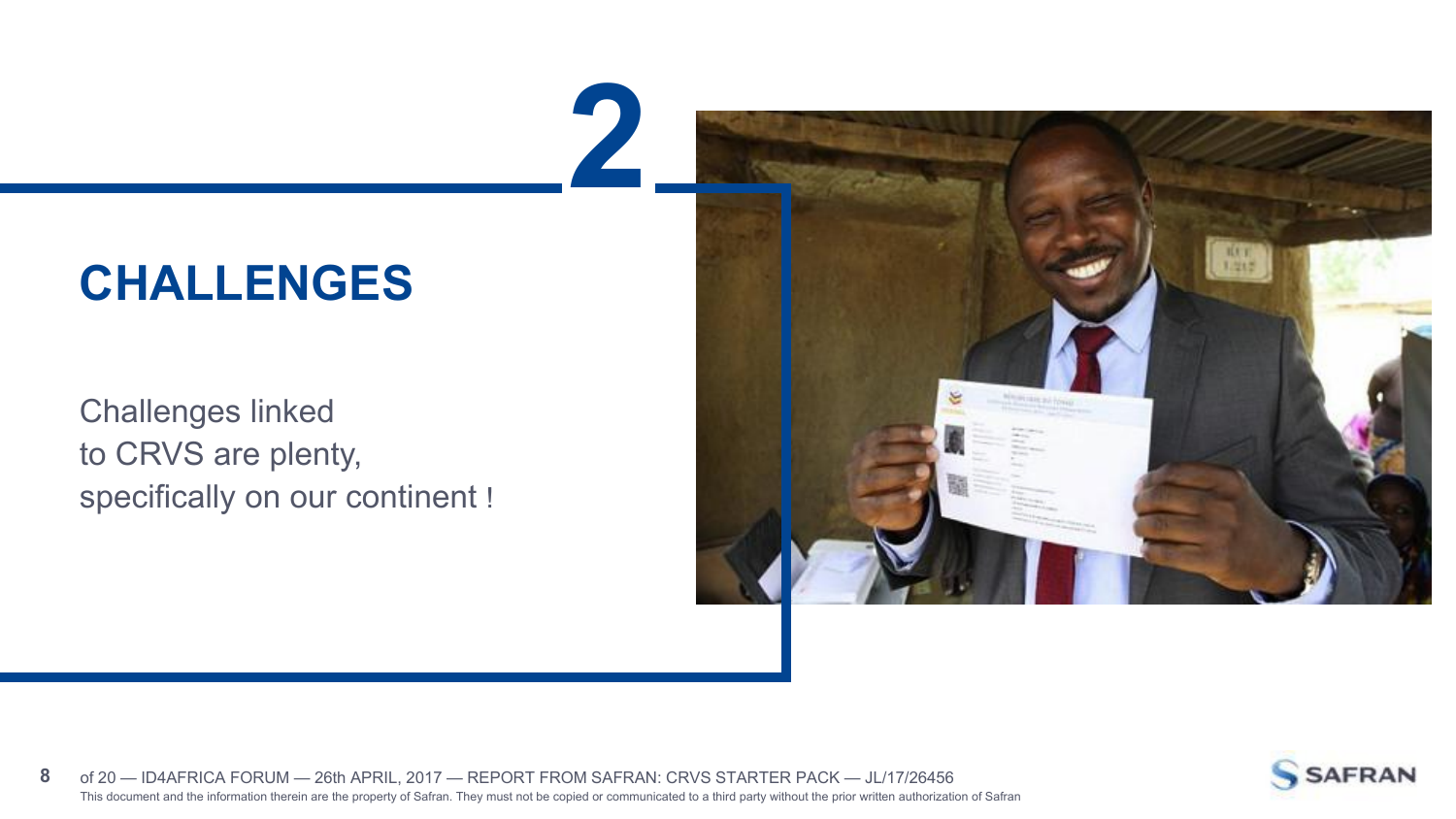# 2

## CHALLENGES

Challenges linked to CRVS are plenty, specifically on our continent !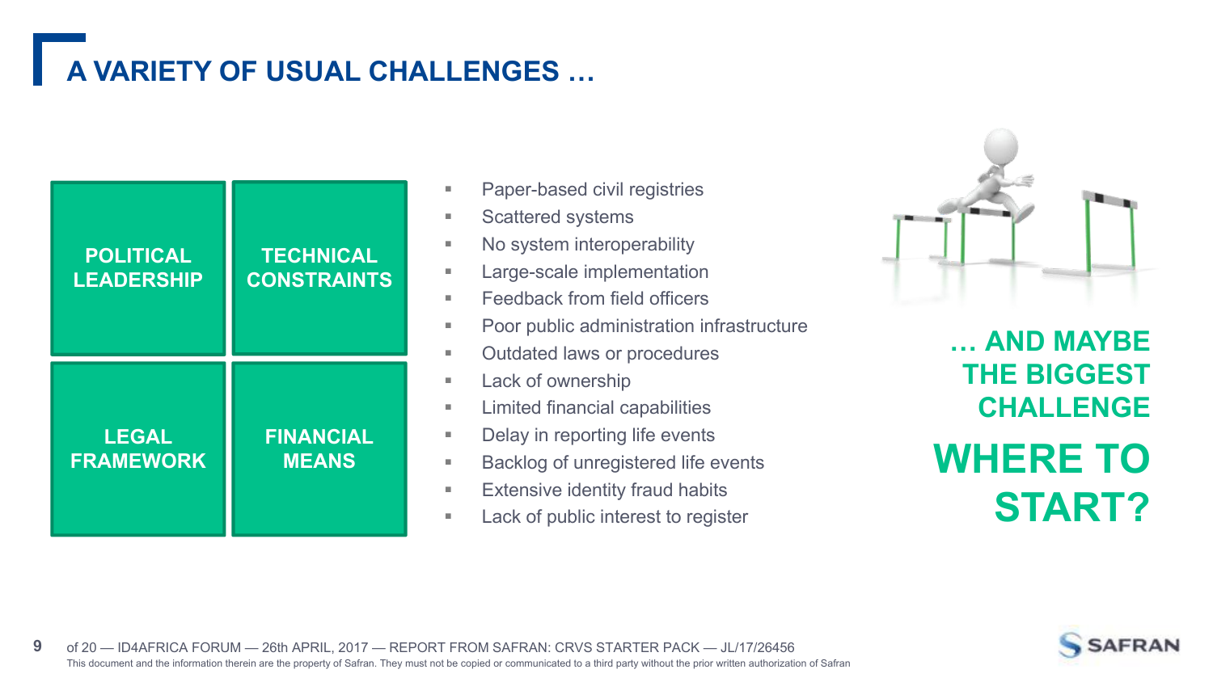# A VARIETY OF USUAL CHALLENGES …

| | |
|---|---|
| **POLITICAL LEADERSHIP** | **TECHNICAL CONSTRAINTS** |
| **LEGAL FRAMEWORK** | **FINANCIAL MEANS** |

- Paper-based civil registries
- Scattered systems
- No system interoperability
- Large-scale implementation
- Feedback from field officers
- Poor public administration infrastructure
- Outdated laws or procedures
- Lack of ownership
- Limited financial capabilities
- Delay in reporting life events
- Backlog of unregistered life events
- Extensive identity fraud habits
- Lack of public interest to register

**… AND MAYBE THE BIGGEST CHALLENGE**

## WHERE TO START?

This document and the information therein are the property of Safran. They must not be copied or communicated to a third party without the prior written authorization of Safran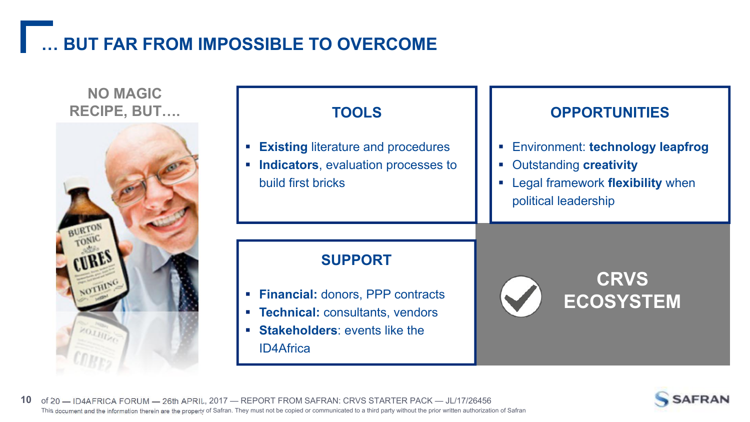# … BUT FAR FROM IMPOSSIBLE TO OVERCOME

**NO MAGIC RECIPE, BUT….**

### TOOLS

- **Existing** literature and procedures
- **Indicators**, evaluation processes to build first bricks

### OPPORTUNITIES

- Environment: **technology leapfrog**
- Outstanding **creativity**
- Legal framework **flexibility** when political leadership

### SUPPORT

- **Financial:** donors, PPP contracts
- **Technical:** consultants, vendors
- **Stakeholders**: events like the ID4Africa

**CRVS ECOSYSTEM**

ID4AFRICA FORUM — 26th APRIL, 2017 — REPORT FROM SAFRAN: CRVS STARTER PACK — JL/17/26456

This document and the information therein are the property of Safran. They must not be copied or communicated to a third party without the prior written authorization of Safran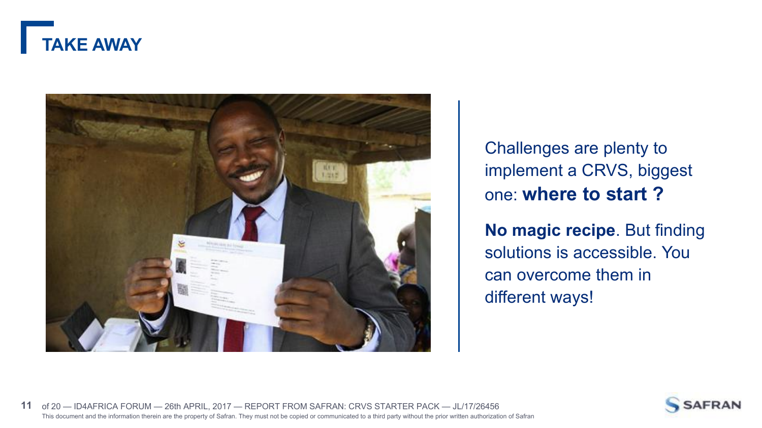# TAKE AWAY

Challenges are plenty to implement a CRVS, biggest one: **where to start ?**

**No magic recipe**. But finding solutions is accessible. You can overcome them in different ways!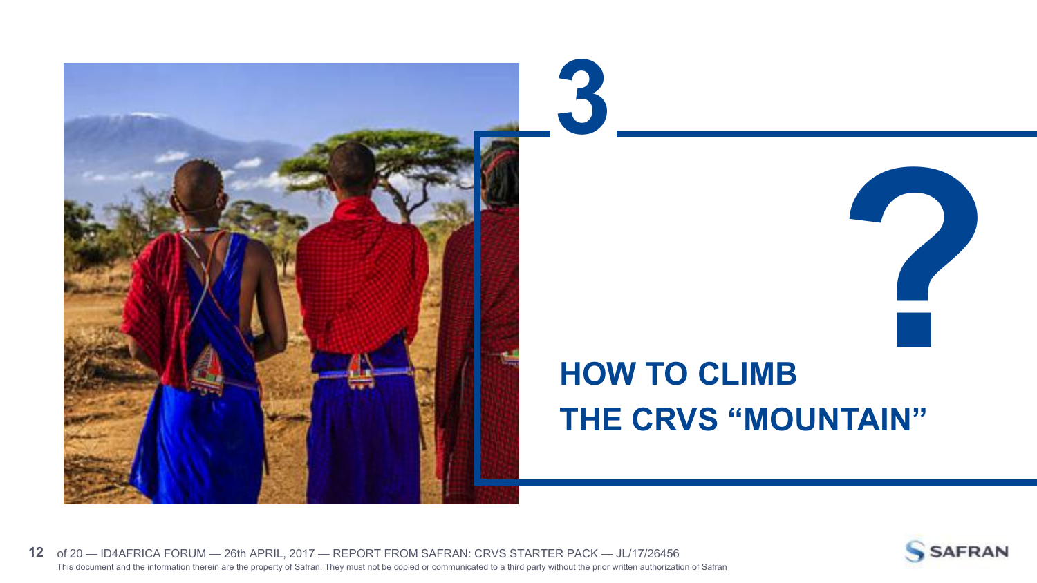# 3

# ?

## HOW TO CLIMB THE CRVS "MOUNTAIN"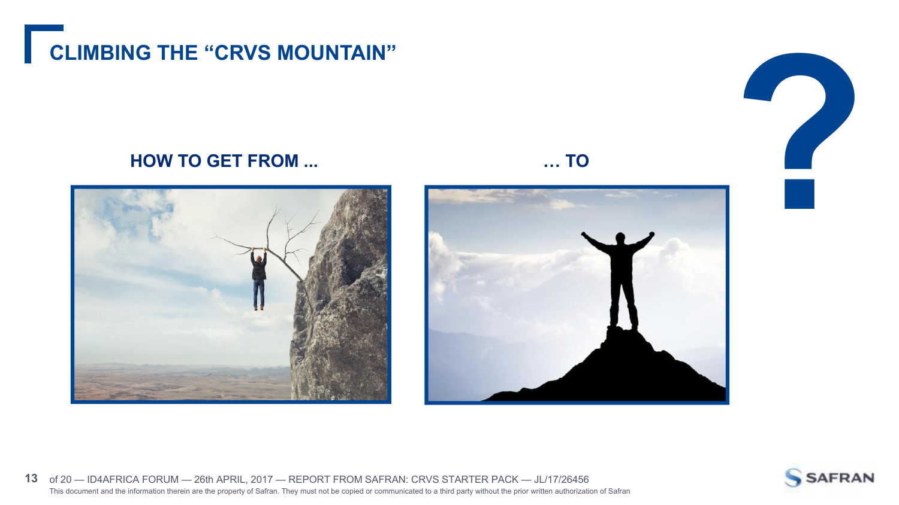# CLIMBING THE "CRVS MOUNTAIN"

**HOW TO GET FROM ...** **... TO**

**?**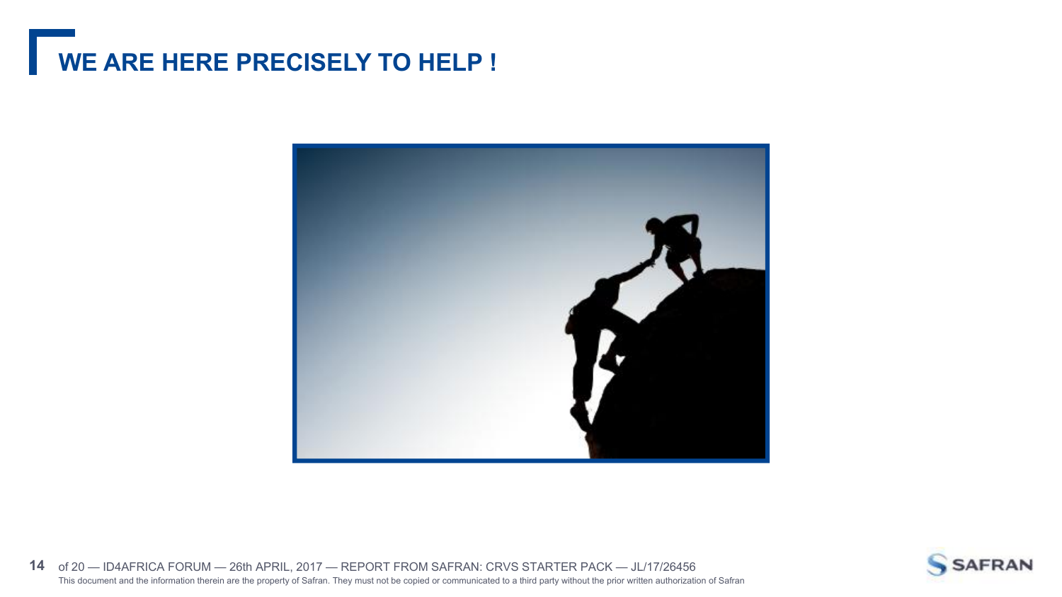# WE ARE HERE PRECISELY TO HELP !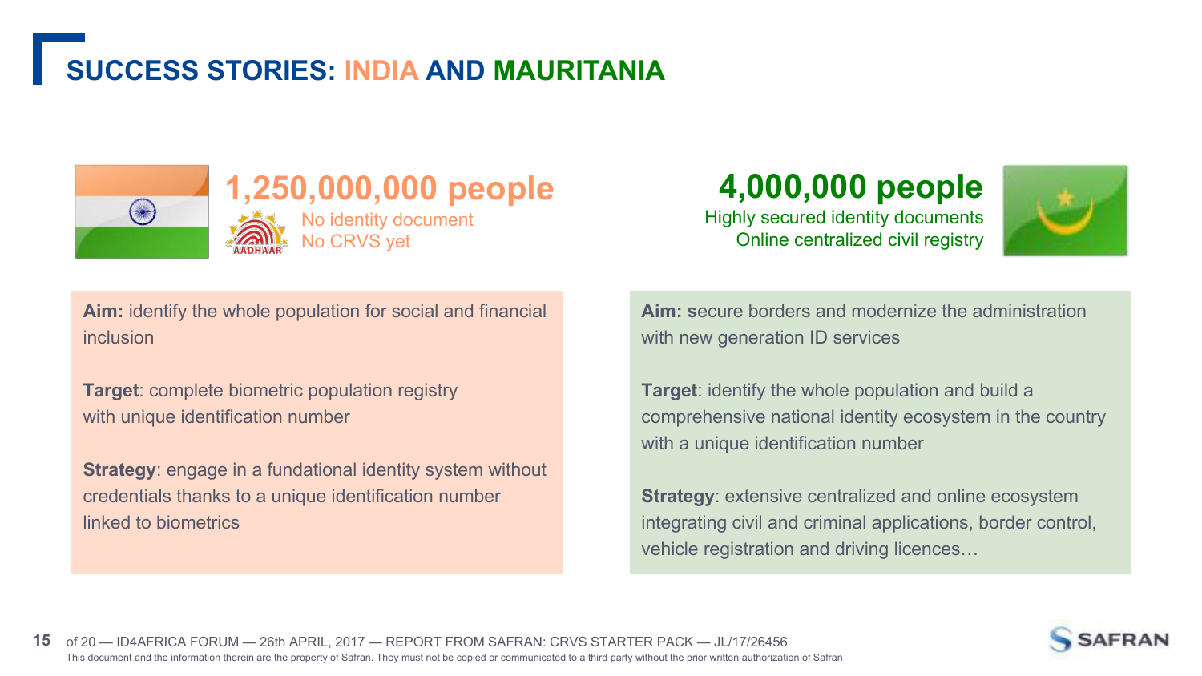# SUCCESS STORIES: INDIA AND MAURITANIA

## 1,250,000,000 people

AADHAAR

No identity document
No CRVS yet

**Aim:** identify the whole population for social and financial inclusion

**Target**: complete biometric population registry with unique identification number

**Strategy**: engage in a fundational identity system without credentials thanks to a unique identification number linked to biometrics

## 4,000,000 people

Highly secured identity documents
Online centralized civil registry

**Aim: s**ecure borders and modernize the administration with new generation ID services

**Target**: identify the whole population and build a comprehensive national identity ecosystem in the country with a unique identification number

**Strategy**: extensive centralized and online ecosystem integrating civil and criminal applications, border control, vehicle registration and driving licences…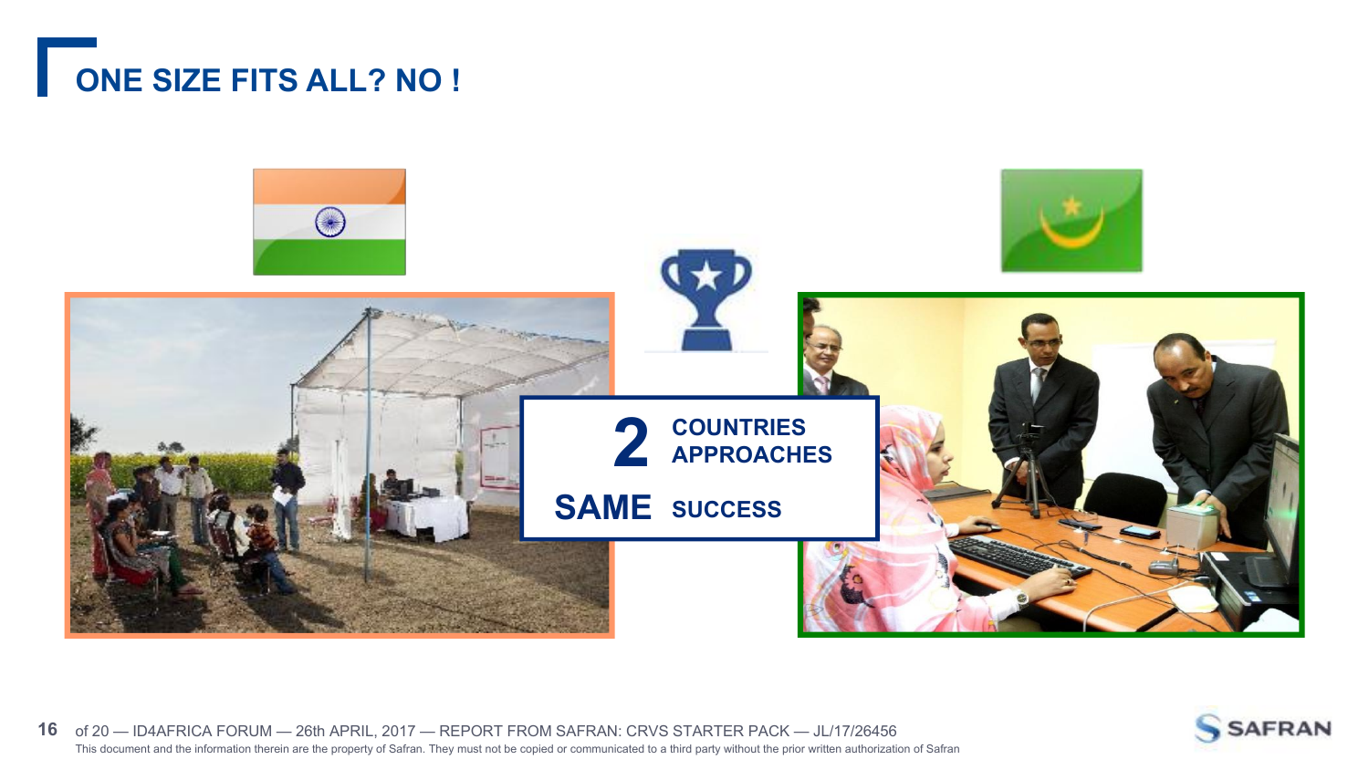# ONE SIZE FITS ALL? NO !

**2** COUNTRIES APPROACHES

**SAME** SUCCESS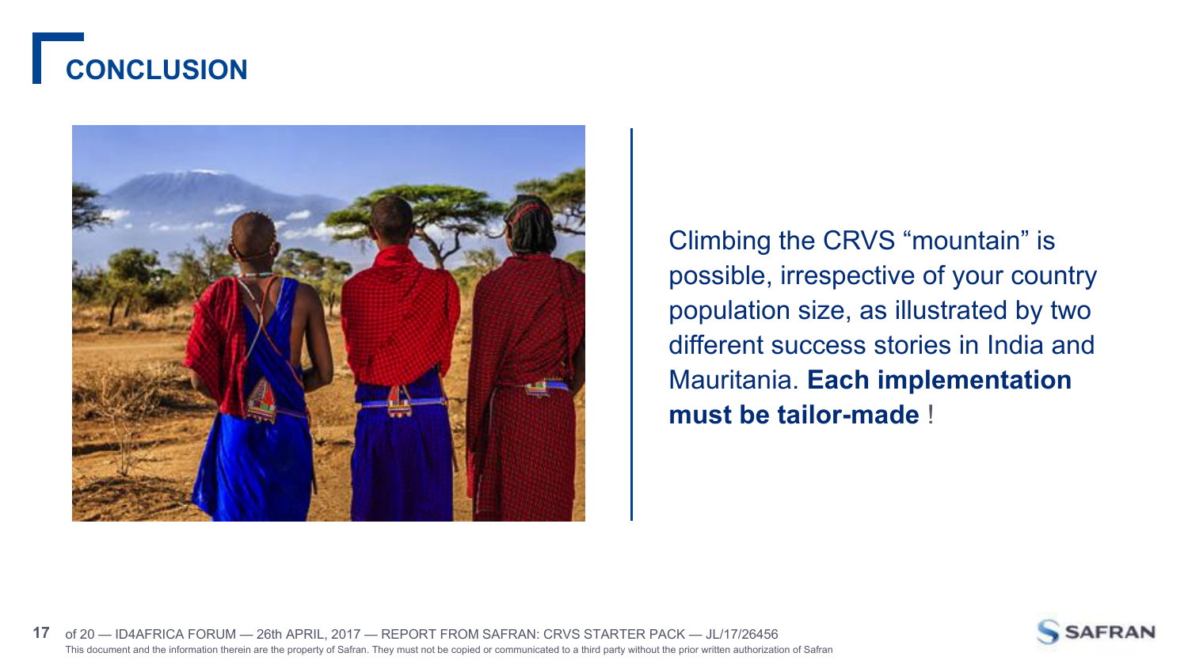# CONCLUSION

Climbing the CRVS “mountain” is possible, irrespective of your country population size, as illustrated by two different success stories in India and Mauritania. **Each implementation must be tailor-made** !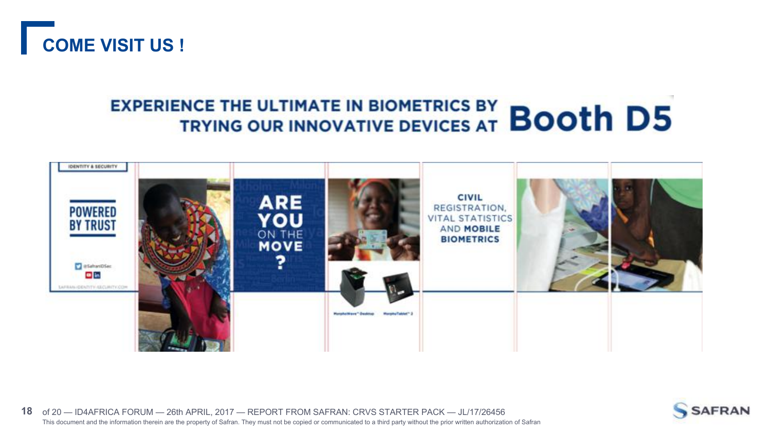# COME VISIT US !

EXPERIENCE THE ULTIMATE IN BIOMETRICS BY TRYING OUR INNOVATIVE DEVICES AT **Booth D5**

POWERED BY TRUST

ARE YOU ON THE MOVE ?

CIVIL REGISTRATION, VITAL STATISTICS AND MOBILE BIOMETRICS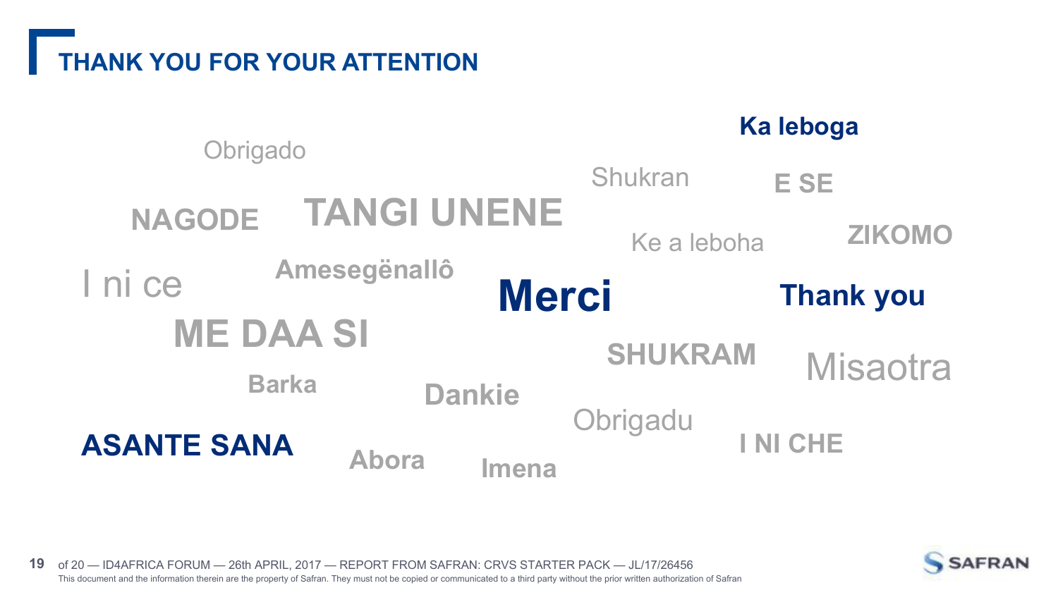# THANK YOU FOR YOUR ATTENTION

Obrigado

Ka leboga

Shukran

E SE

NAGODE

TANGI UNENE

Ke a leboha

ZIKOMO

Amesegënallô

I ni ce

**Merci**

**Thank you**

ME DAA SI

SHUKRAM

Misaotra

Barka

Dankie

Obrigadu

**ASANTE SANA**

Abora

Imena

I NI CHE

This document and the information therein are the property of Safran. They must not be copied or communicated to a third party without the prior written authorization of Safran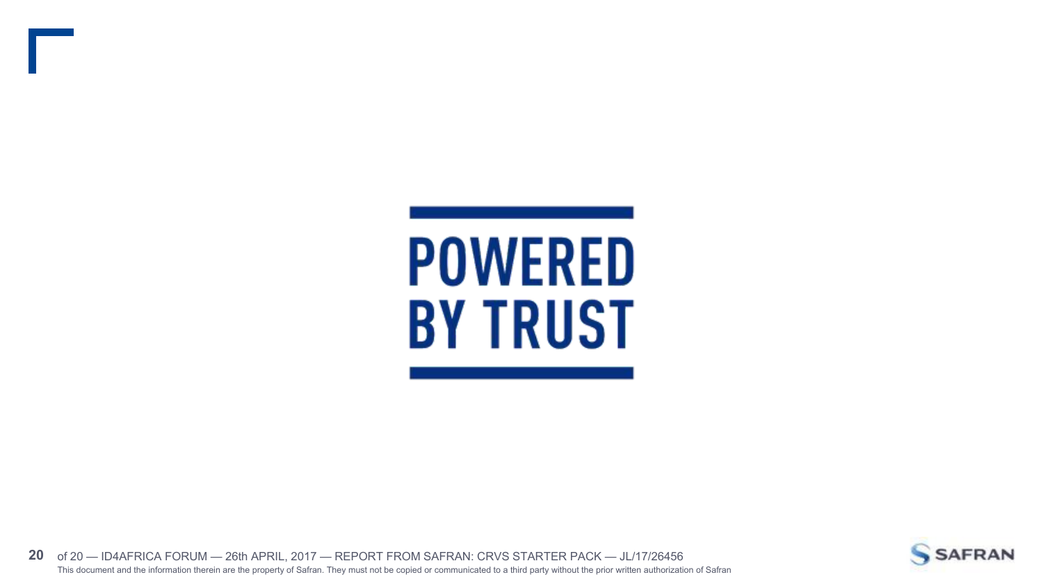POWERED BY TRUST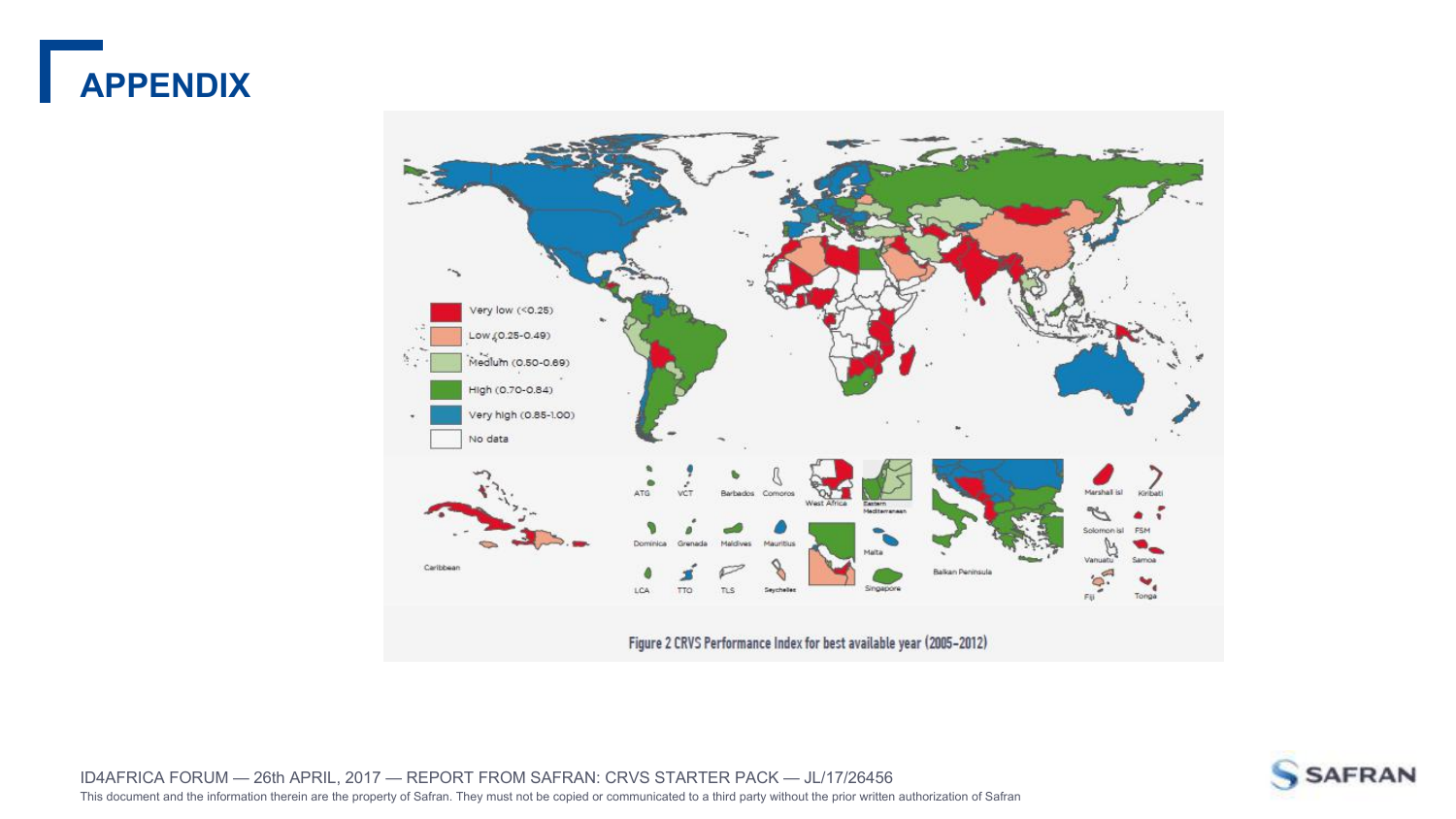# APPENDIX

Very low (<0.25)

Low (0.25-0.49)

Medium (0.50-0.69)

High (0.70-0.84)

Very high (0.85-1.00)

No data

Caribbean

ATG

VCT

Barbados

Comoros

West Africa

Eastern Mediterranean

Dominica

Grenada

Maldives

Mauritius

Malta

LCA

TTO

TLS

Seychelles

Singapore

Balkan Peninsula

Marshall Isl

Kiribati

Solomon Isl

FSM

Vanuatu

Samoa

Fiji

Tonga

Figure 2 CRVS Performance Index for best available year (2005-2012)

ID4AFRICA FORUM — 26th APRIL, 2017 — REPORT FROM SAFRAN: CRVS STARTER PACK — JL/17/26456

This document and the information therein are the property of Safran. They must not be copied or communicated to a third party without the prior written authorization of Safran